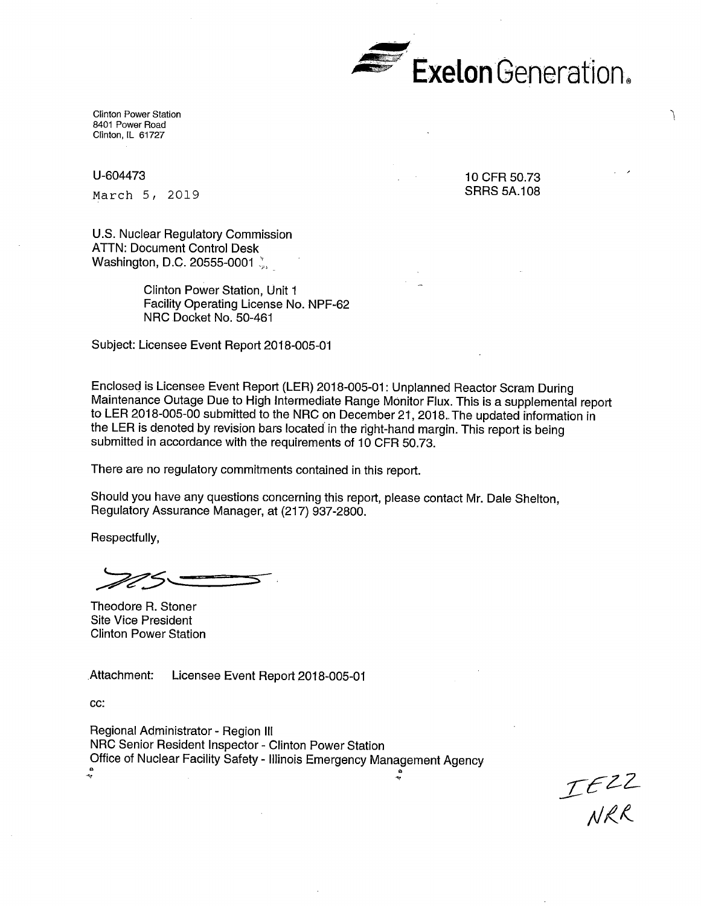**Exelon Generation.**

Clinton Power Station
8401 Power Road
Clinton, IL 61727

U-604473
March 5, 2019

10 CFR 50.73
SRRS 5A.108

U.S. Nuclear Regulatory Commission
ATTN: Document Control Desk
Washington, D.C. 20555-0001

> Clinton Power Station, Unit 1
> Facility Operating License No. NPF-62
> NRC Docket No. 50-461

Subject: Licensee Event Report 2018-005-01

Enclosed is Licensee Event Report (LER) 2018-005-01: Unplanned Reactor Scram During Maintenance Outage Due to High Intermediate Range Monitor Flux. This is a supplemental report to LER 2018-005-00 submitted to the NRC on December 21, 2018. The updated information in the LER is denoted by revision bars located in the right-hand margin. This report is being submitted in accordance with the requirements of 10 CFR 50.73.

There are no regulatory commitments contained in this report.

Should you have any questions concerning this report, please contact Mr. Dale Shelton, Regulatory Assurance Manager, at (217) 937-2800.

Respectfully,

Theodore R. Stoner
Site Vice President
Clinton Power Station

Attachment: Licensee Event Report 2018-005-01

cc:

Regional Administrator - Region III
NRC Senior Resident Inspector - Clinton Power Station
Office of Nuclear Facility Safety - Illinois Emergency Management Agency

IE22
NRR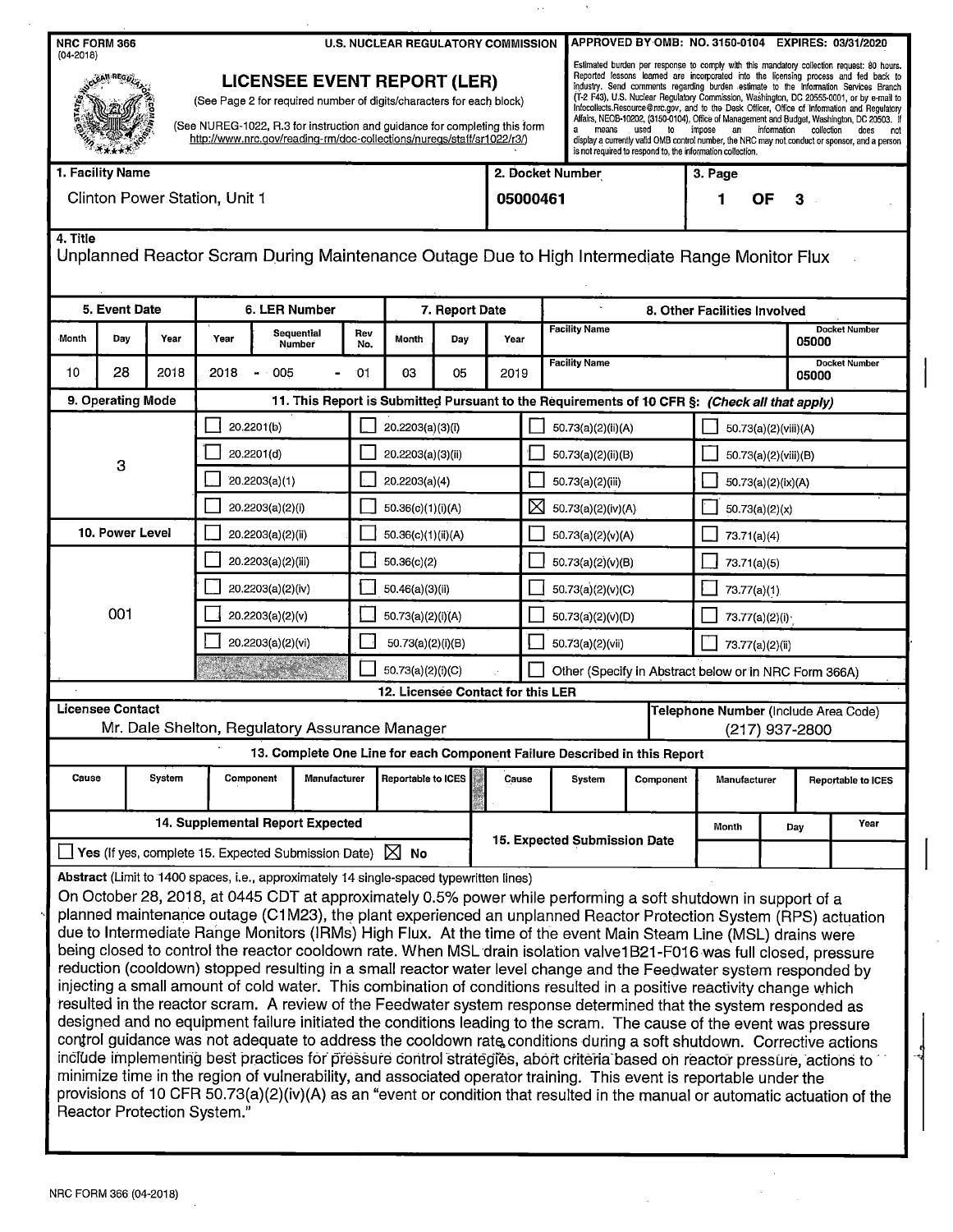NRC FORM 366 (04-2018)

U.S. NUCLEAR REGULATORY COMMISSION

APPROVED BY OMB: NO. 3150-0104 EXPIRES: 03/31/2020

# LICENSEE EVENT REPORT (LER)

(See Page 2 for required number of digits/characters for each block)

(See NUREG-1022, R.3 for instruction and guidance for completing this form http://www.nrc.gov/reading-rm/doc-collections/nuregs/staff/sr1022/r3/)

Estimated burden per response to comply with this mandatory collection request: 80 hours. Reported lessons learned are incorporated into the licensing process and fed back to industry. Send comments regarding burden estimate to the Information Services Branch (T-2 F43), U.S. Nuclear Regulatory Commission, Washington, DC 20555-0001, or by e-mail to Infocollects.Resource@nrc.gov, and to the Desk Officer, Office of Information and Regulatory Affairs, NEOB-10202, (3150-0104), Office of Management and Budget, Washington, DC 20503. If a means used to impose an information collection does not display a currently valid OMB control number, the NRC may not conduct or sponsor, and a person is not required to respond to, the information collection.

| 1. Facility Name | 2. Docket Number | 3. Page |
|---|---|---|
| Clinton Power Station, Unit 1 | 05000461 | 1 OF 3 |

**4. Title**

Unplanned Reactor Scram During Maintenance Outage Due to High Intermediate Range Monitor Flux

| 5. Event Date | | | 6. LER Number | | | 7. Report Date | | | 8. Other Facilities Involved | |
|---|---|---|---|---|---|---|---|---|---|---|
| Month | Day | Year | Year | Sequential Number | Rev No. | Month | Day | Year | Facility Name | Docket Number |
| 10 | 28 | 2018 | 2018 | 005 | 01 | 03 | 05 | 2019 | | 05000 |
| | | | | | | | | | Facility Name | Docket Number 05000 |

**9. Operating Mode:** 3

**10. Power Level:** 001

**11. This Report is Submitted Pursuant to the Requirements of 10 CFR §: (Check all that apply)**

| | | | |
|---|---|---|---|
| ☐ 20.2201(b) | ☐ 20.2203(a)(3)(i) | ☐ 50.73(a)(2)(ii)(A) | ☐ 50.73(a)(2)(viii)(A) |
| ☐ 20.2201(d) | ☐ 20.2203(a)(3)(ii) | ☐ 50.73(a)(2)(ii)(B) | ☐ 50.73(a)(2)(viii)(B) |
| ☐ 20.2203(a)(1) | ☐ 20.2203(a)(4) | ☐ 50.73(a)(2)(iii) | ☐ 50.73(a)(2)(ix)(A) |
| ☐ 20.2203(a)(2)(i) | ☐ 50.36(c)(1)(i)(A) | ☒ 50.73(a)(2)(iv)(A) | ☐ 50.73(a)(2)(x) |
| ☐ 20.2203(a)(2)(ii) | ☐ 50.36(c)(1)(ii)(A) | ☐ 50.73(a)(2)(v)(A) | ☐ 73.71(a)(4) |
| ☐ 20.2203(a)(2)(iii) | ☐ 50.36(c)(2) | ☐ 50.73(a)(2)(v)(B) | ☐ 73.71(a)(5) |
| ☐ 20.2203(a)(2)(iv) | ☐ 50.46(a)(3)(ii) | ☐ 50.73(a)(2)(v)(C) | ☐ 73.77(a)(1) |
| ☐ 20.2203(a)(2)(v) | ☐ 50.73(a)(2)(i)(A) | ☐ 50.73(a)(2)(v)(D) | ☐ 73.77(a)(2)(i) |
| ☐ 20.2203(a)(2)(vi) | ☐ 50.73(a)(2)(i)(B) | ☐ 50.73(a)(2)(vii) | ☐ 73.77(a)(2)(ii) |
| | ☐ 50.73(a)(2)(i)(C) | ☐ Other (Specify in Abstract below or in NRC Form 366A) | |

**12. Licensee Contact for this LER**

| Licensee Contact | Telephone Number (Include Area Code) |
|---|---|
| Mr. Dale Shelton, Regulatory Assurance Manager | (217) 937-2800 |

**13. Complete One Line for each Component Failure Described in this Report**

| Cause | System | Component | Manufacturer | Reportable to ICES | Cause | System | Component | Manufacturer | Reportable to ICES |
|---|---|---|---|---|---|---|---|---|---|
| | | | | | | | | | |

| 14. Supplemental Report Expected | 15. Expected Submission Date | Month | Day | Year |
|---|---|---|---|---|
| ☐ Yes (If yes, complete 15. Expected Submission Date) ☒ No | | | | |

**Abstract** (Limit to 1400 spaces, i.e., approximately 14 single-spaced typewritten lines)

On October 28, 2018, at 0445 CDT at approximately 0.5% power while performing a soft shutdown in support of a planned maintenance outage (C1M23), the plant experienced an unplanned Reactor Protection System (RPS) actuation due to Intermediate Range Monitors (IRMs) High Flux. At the time of the event Main Steam Line (MSL) drains were being closed to control the reactor cooldown rate. When MSL drain isolation valve1B21-F016 was full closed, pressure reduction (cooldown) stopped resulting in a small reactor water level change and the Feedwater system responded by injecting a small amount of cold water. This combination of conditions resulted in a positive reactivity change which resulted in the reactor scram. A review of the Feedwater system response determined that the system responded as designed and no equipment failure initiated the conditions leading to the scram. The cause of the event was pressure control guidance was not adequate to address the cooldown rate, conditions during a soft shutdown. Corrective actions include implementing best practices for pressure control strategies, abort criteria based on reactor pressure, actions to minimize time in the region of vulnerability, and associated operator training. This event is reportable under the provisions of 10 CFR 50.73(a)(2)(iv)(A) as an "event or condition that resulted in the manual or automatic actuation of the Reactor Protection System."

NRC FORM 366 (04-2018)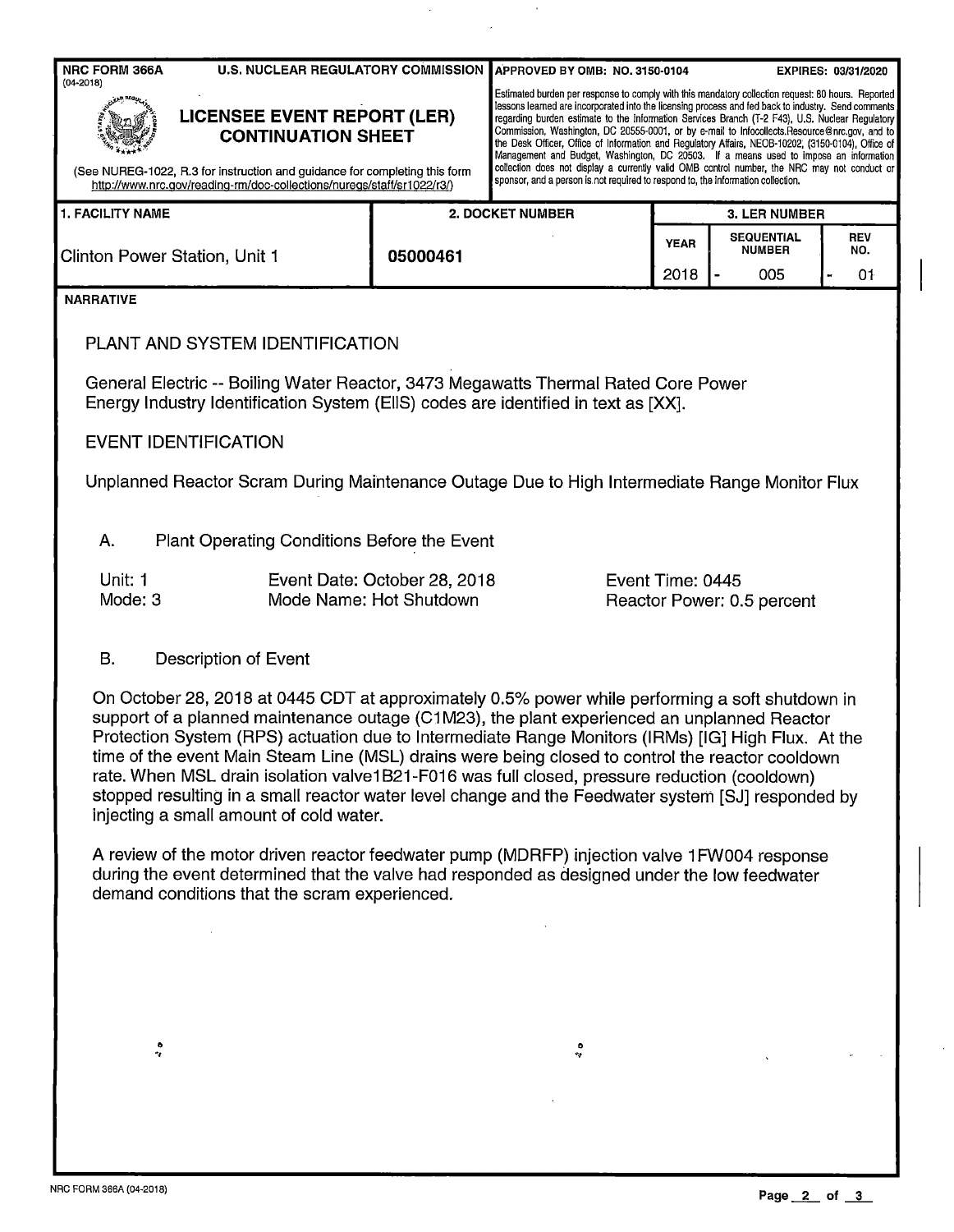**NRC FORM 366A** (04-2018) **U.S. NUCLEAR REGULATORY COMMISSION**

**APPROVED BY OMB: NO. 3150-0104 EXPIRES: 03/31/2020**

# LICENSEE EVENT REPORT (LER) CONTINUATION SHEET

(See NUREG-1022, R.3 for instruction and guidance for completing this form http://www.nrc.gov/reading-rm/doc-collections/nuregs/staff/sr1022/r3/)

Estimated burden per response to comply with this mandatory collection request: 80 hours. Reported lessons learned are incorporated into the licensing process and fed back to industry. Send comments regarding burden estimate to the Information Services Branch (T-2 F43), U.S. Nuclear Regulatory Commission, Washington, DC 20555-0001, or by e-mail to Infocollects.Resource@nrc.gov, and to the Desk Officer, Office of Information and Regulatory Affairs, NEOB-10202, (3150-0104), Office of Management and Budget, Washington, DC 20503. If a means used to impose an information collection does not display a currently valid OMB control number, the NRC may not conduct or sponsor, and a person is not required to respond to, the information collection.

| 1. FACILITY NAME | 2. DOCKET NUMBER | 3. LER NUMBER | | |
|---|---|---|---|---|
| | | YEAR | SEQUENTIAL NUMBER | REV NO. |
| Clinton Power Station, Unit 1 | 05000461 | 2018 | - 005 | - 01 |

**NARRATIVE**

## PLANT AND SYSTEM IDENTIFICATION

General Electric -- Boiling Water Reactor, 3473 Megawatts Thermal Rated Core Power
Energy Industry Identification System (EIIS) codes are identified in text as [XX].

## EVENT IDENTIFICATION

Unplanned Reactor Scram During Maintenance Outage Due to High Intermediate Range Monitor Flux

### A. Plant Operating Conditions Before the Event

| | | |
|---|---|---|
| Unit: 1 | Event Date: October 28, 2018 | Event Time: 0445 |
| Mode: 3 | Mode Name: Hot Shutdown | Reactor Power: 0.5 percent |

### B. Description of Event

On October 28, 2018 at 0445 CDT at approximately 0.5% power while performing a soft shutdown in support of a planned maintenance outage (C1M23), the plant experienced an unplanned Reactor Protection System (RPS) actuation due to Intermediate Range Monitors (IRMs) [IG] High Flux. At the time of the event Main Steam Line (MSL) drains were being closed to control the reactor cooldown rate. When MSL drain isolation valve1B21-F016 was full closed, pressure reduction (cooldown) stopped resulting in a small reactor water level change and the Feedwater system [SJ] responded by injecting a small amount of cold water.

A review of the motor driven reactor feedwater pump (MDRFP) injection valve 1FW004 response during the event determined that the valve had responded as designed under the low feedwater demand conditions that the scram experienced.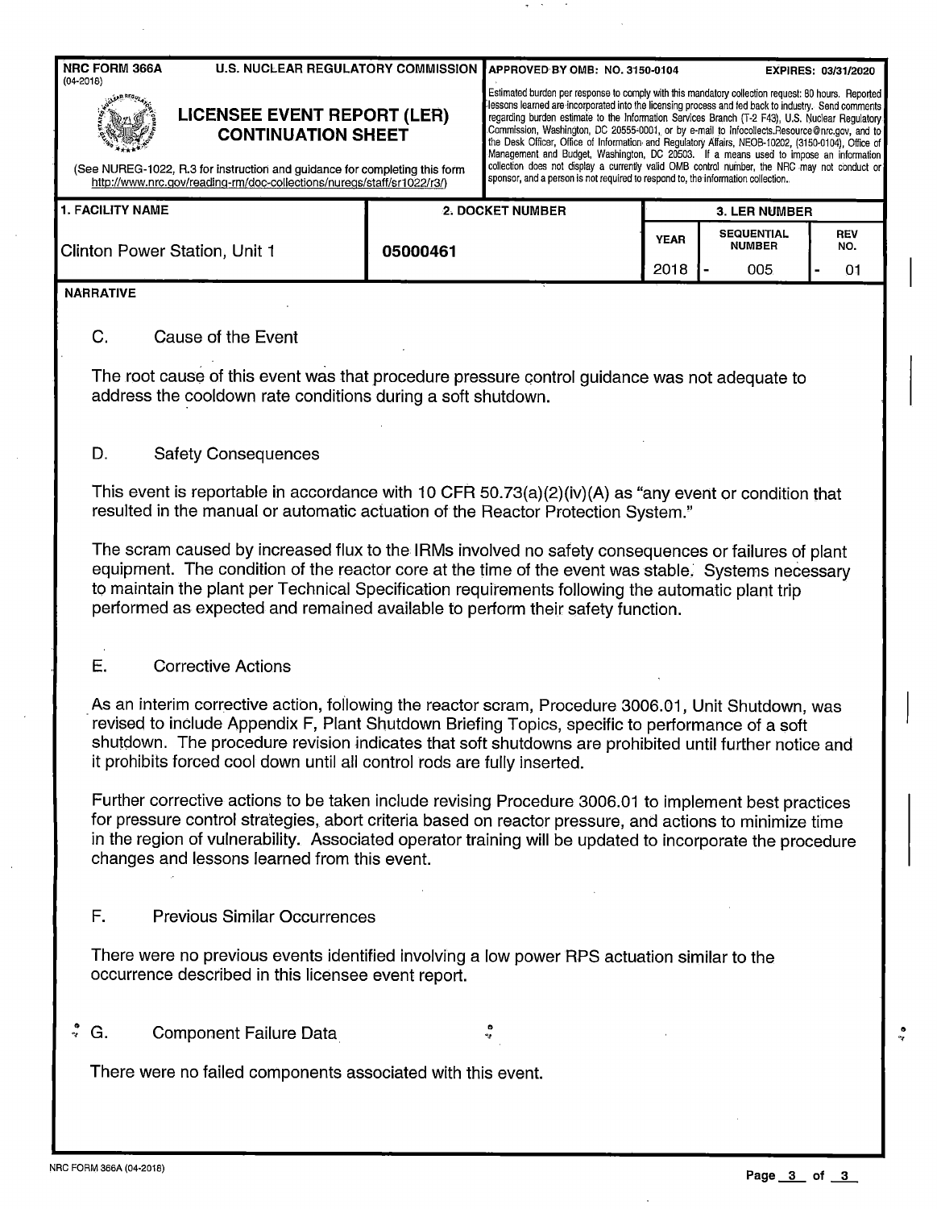NRC FORM 366A (04-2018)

U.S. NUCLEAR REGULATORY COMMISSION

APPROVED BY OMB: NO. 3150-0104 EXPIRES: 03/31/2020

## LICENSEE EVENT REPORT (LER) CONTINUATION SHEET

(See NUREG-1022, R.3 for instruction and guidance for completing this form http://www.nrc.gov/reading-rm/doc-collections/nuregs/staff/sr1022/r3/)

Estimated burden per response to comply with this mandatory collection request: 80 hours. Reported lessons learned are incorporated into the licensing process and fed back to industry. Send comments regarding burden estimate to the Information Services Branch (T-2 F43), U.S. Nuclear Regulatory Commission, Washington, DC 20555-0001, or by e-mail to Infocollects.Resource@nrc.gov, and to the Desk Officer, Office of Information and Regulatory Affairs, NEOB-10202, (3150-0104), Office of Management and Budget, Washington, DC 20503. If a means used to impose an information collection does not display a currently valid OMB control number, the NRC may not conduct or sponsor, and a person is not required to respond to, the information collection.

| 1. FACILITY NAME | 2. DOCKET NUMBER | 3. LER NUMBER | | |
|---|---|---|---|---|
| | | YEAR | SEQUENTIAL NUMBER | REV NO. |
| Clinton Power Station, Unit 1 | 05000461 | 2018 | - 005 | - 01 |

**NARRATIVE**

### C. Cause of the Event

The root cause of this event was that procedure pressure control guidance was not adequate to address the cooldown rate conditions during a soft shutdown.

### D. Safety Consequences

This event is reportable in accordance with 10 CFR 50.73(a)(2)(iv)(A) as "any event or condition that resulted in the manual or automatic actuation of the Reactor Protection System."

The scram caused by increased flux to the IRMs involved no safety consequences or failures of plant equipment. The condition of the reactor core at the time of the event was stable. Systems necessary to maintain the plant per Technical Specification requirements following the automatic plant trip performed as expected and remained available to perform their safety function.

### E. Corrective Actions

As an interim corrective action, following the reactor scram, Procedure 3006.01, Unit Shutdown, was revised to include Appendix F, Plant Shutdown Briefing Topics, specific to performance of a soft shutdown. The procedure revision indicates that soft shutdowns are prohibited until further notice and it prohibits forced cool down until all control rods are fully inserted.

Further corrective actions to be taken include revising Procedure 3006.01 to implement best practices for pressure control strategies, abort criteria based on reactor pressure, and actions to minimize time in the region of vulnerability. Associated operator training will be updated to incorporate the procedure changes and lessons learned from this event.

### F. Previous Similar Occurrences

There were no previous events identified involving a low power RPS actuation similar to the occurrence described in this licensee event report.

### G. Component Failure Data

There were no failed components associated with this event.

NRC FORM 366A (04-2018)